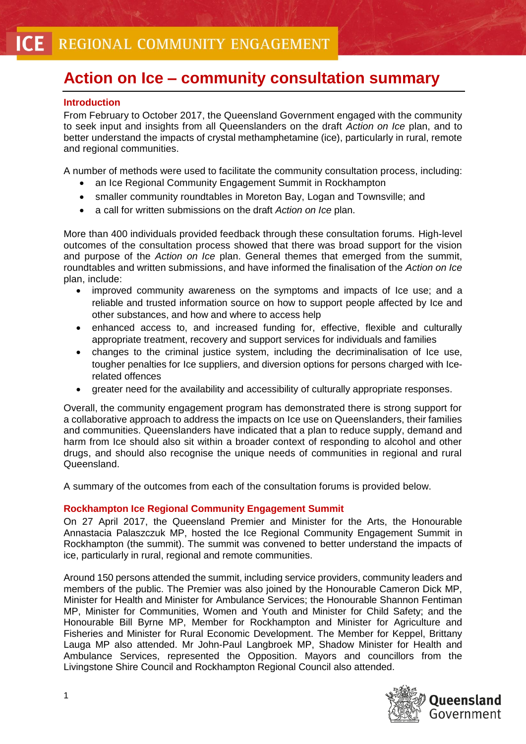ICE REGIONAL COMMUNITY ENGAGEMENT

# Action on Ice – community consultation summary

## Introduction

From February to October 2017, the Queensland Government engaged with the community to seek input and insights from all Queenslanders on the draft *Action on Ice* plan, and to better understand the impacts of crystal methamphetamine (ice), particularly in rural, remote and regional communities.

A number of methods were used to facilitate the community consultation process, including:

- an Ice Regional Community Engagement Summit in Rockhampton
- smaller community roundtables in Moreton Bay, Logan and Townsville; and
- a call for written submissions on the draft *Action on Ice* plan.

More than 400 individuals provided feedback through these consultation forums. High-level outcomes of the consultation process showed that there was broad support for the vision and purpose of the *Action on Ice* plan. General themes that emerged from the summit, roundtables and written submissions, and have informed the finalisation of the *Action on Ice* plan, include:

- improved community awareness on the symptoms and impacts of Ice use; and a reliable and trusted information source on how to support people affected by Ice and other substances, and how and where to access help
- enhanced access to, and increased funding for, effective, flexible and culturally appropriate treatment, recovery and support services for individuals and families
- changes to the criminal justice system, including the decriminalisation of Ice use, tougher penalties for Ice suppliers, and diversion options for persons charged with Ice-related offences
- greater need for the availability and accessibility of culturally appropriate responses.

Overall, the community engagement program has demonstrated there is strong support for a collaborative approach to address the impacts on Ice use on Queenslanders, their families and communities. Queenslanders have indicated that a plan to reduce supply, demand and harm from Ice should also sit within a broader context of responding to alcohol and other drugs, and should also recognise the unique needs of communities in regional and rural Queensland.

A summary of the outcomes from each of the consultation forums is provided below.

## Rockhampton Ice Regional Community Engagement Summit

On 27 April 2017, the Queensland Premier and Minister for the Arts, the Honourable Annastacia Palaszczuk MP, hosted the Ice Regional Community Engagement Summit in Rockhampton (the summit). The summit was convened to better understand the impacts of ice, particularly in rural, regional and remote communities.

Around 150 persons attended the summit, including service providers, community leaders and members of the public. The Premier was also joined by the Honourable Cameron Dick MP, Minister for Health and Minister for Ambulance Services; the Honourable Shannon Fentiman MP, Minister for Communities, Women and Youth and Minister for Child Safety; and the Honourable Bill Byrne MP, Member for Rockhampton and Minister for Agriculture and Fisheries and Minister for Rural Economic Development. The Member for Keppel, Brittany Lauga MP also attended. Mr John-Paul Langbroek MP, Shadow Minister for Health and Ambulance Services, represented the Opposition. Mayors and councillors from the Livingstone Shire Council and Rockhampton Regional Council also attended.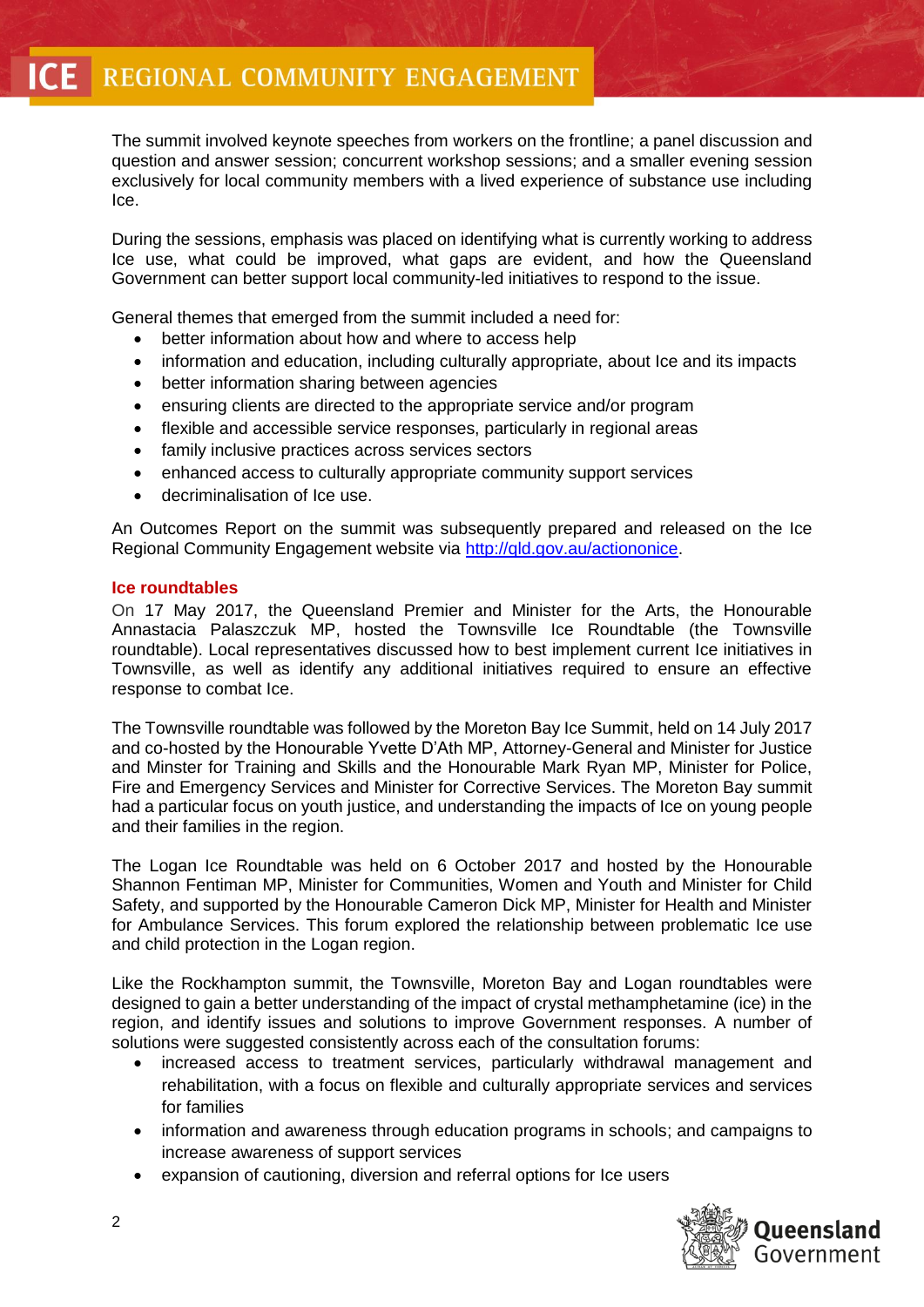The summit involved keynote speeches from workers on the frontline; a panel discussion and question and answer session; concurrent workshop sessions; and a smaller evening session exclusively for local community members with a lived experience of substance use including Ice.

During the sessions, emphasis was placed on identifying what is currently working to address Ice use, what could be improved, what gaps are evident, and how the Queensland Government can better support local community-led initiatives to respond to the issue.

General themes that emerged from the summit included a need for:

- better information about how and where to access help
- information and education, including culturally appropriate, about Ice and its impacts
- better information sharing between agencies
- ensuring clients are directed to the appropriate service and/or program
- flexible and accessible service responses, particularly in regional areas
- family inclusive practices across services sectors
- enhanced access to culturally appropriate community support services
- decriminalisation of Ice use.

An Outcomes Report on the summit was subsequently prepared and released on the Ice Regional Community Engagement website via [http://qld.gov.au/actiononice](http://qld.gov.au/actiononice).

### Ice roundtables

On 17 May 2017, the Queensland Premier and Minister for the Arts, the Honourable Annastacia Palaszczuk MP, hosted the Townsville Ice Roundtable (the Townsville roundtable). Local representatives discussed how to best implement current Ice initiatives in Townsville, as well as identify any additional initiatives required to ensure an effective response to combat Ice.

The Townsville roundtable was followed by the Moreton Bay Ice Summit, held on 14 July 2017 and co-hosted by the Honourable Yvette D'Ath MP, Attorney-General and Minister for Justice and Minster for Training and Skills and the Honourable Mark Ryan MP, Minister for Police, Fire and Emergency Services and Minister for Corrective Services. The Moreton Bay summit had a particular focus on youth justice, and understanding the impacts of Ice on young people and their families in the region.

The Logan Ice Roundtable was held on 6 October 2017 and hosted by the Honourable Shannon Fentiman MP, Minister for Communities, Women and Youth and Minister for Child Safety, and supported by the Honourable Cameron Dick MP, Minister for Health and Minister for Ambulance Services. This forum explored the relationship between problematic Ice use and child protection in the Logan region.

Like the Rockhampton summit, the Townsville, Moreton Bay and Logan roundtables were designed to gain a better understanding of the impact of crystal methamphetamine (ice) in the region, and identify issues and solutions to improve Government responses. A number of solutions were suggested consistently across each of the consultation forums:

- increased access to treatment services, particularly withdrawal management and rehabilitation, with a focus on flexible and culturally appropriate services and services for families
- information and awareness through education programs in schools; and campaigns to increase awareness of support services
- expansion of cautioning, diversion and referral options for Ice users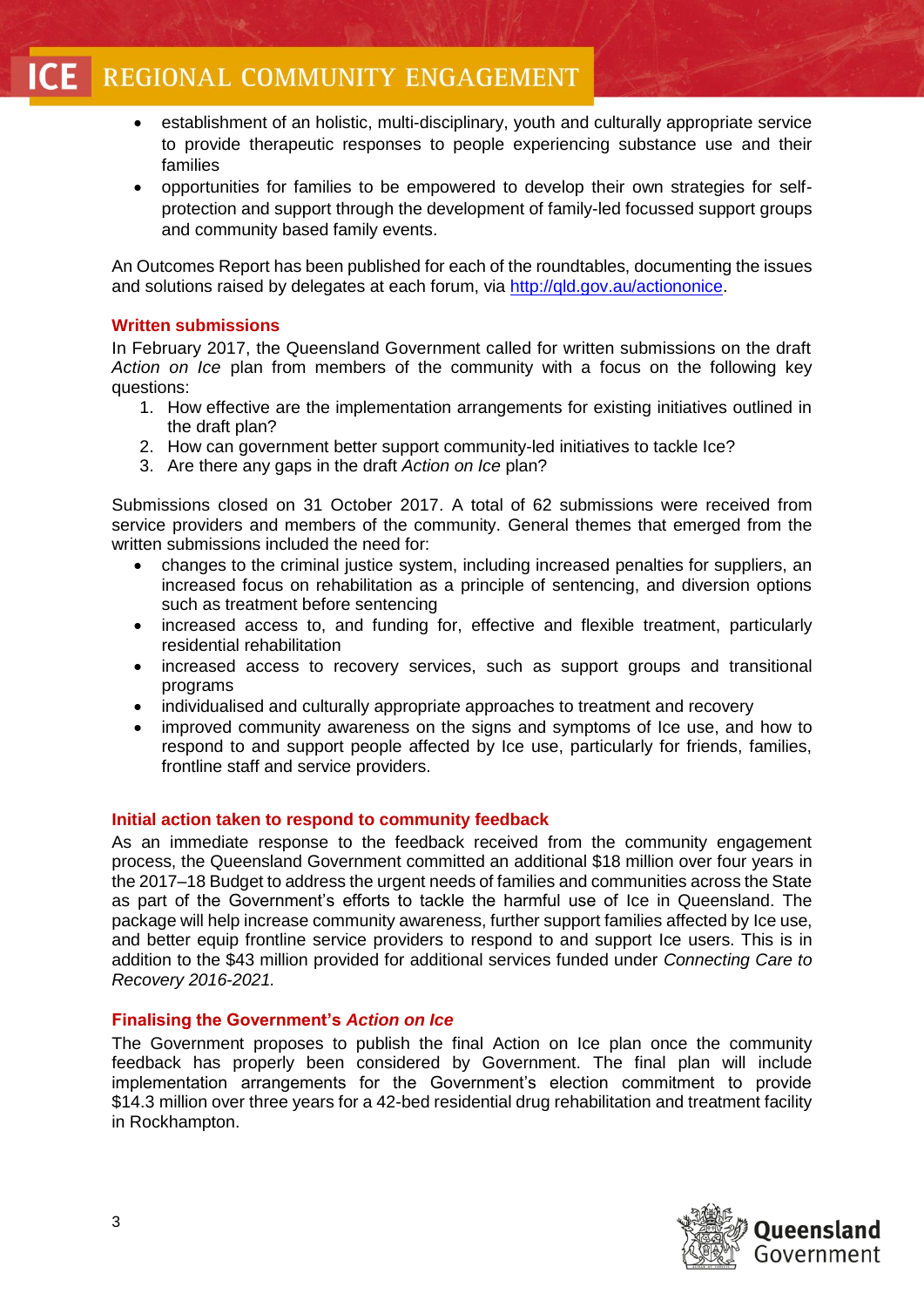- establishment of an holistic, multi-disciplinary, youth and culturally appropriate service to provide therapeutic responses to people experiencing substance use and their families
- opportunities for families to be empowered to develop their own strategies for self-protection and support through the development of family-led focussed support groups and community based family events.

An Outcomes Report has been published for each of the roundtables, documenting the issues and solutions raised by delegates at each forum, via [http://qld.gov.au/actiononice](http://qld.gov.au/actiononice).

## Written submissions

In February 2017, the Queensland Government called for written submissions on the draft *Action on Ice* plan from members of the community with a focus on the following key questions:

1. How effective are the implementation arrangements for existing initiatives outlined in the draft plan?
2. How can government better support community-led initiatives to tackle Ice?
3. Are there any gaps in the draft *Action on Ice* plan?

Submissions closed on 31 October 2017. A total of 62 submissions were received from service providers and members of the community. General themes that emerged from the written submissions included the need for:

- changes to the criminal justice system, including increased penalties for suppliers, an increased focus on rehabilitation as a principle of sentencing, and diversion options such as treatment before sentencing
- increased access to, and funding for, effective and flexible treatment, particularly residential rehabilitation
- increased access to recovery services, such as support groups and transitional programs
- individualised and culturally appropriate approaches to treatment and recovery
- improved community awareness on the signs and symptoms of Ice use, and how to respond to and support people affected by Ice use, particularly for friends, families, frontline staff and service providers.

## Initial action taken to respond to community feedback

As an immediate response to the feedback received from the community engagement process, the Queensland Government committed an additional $18 million over four years in the 2017–18 Budget to address the urgent needs of families and communities across the State as part of the Government's efforts to tackle the harmful use of Ice in Queensland. The package will help increase community awareness, further support families affected by Ice use, and better equip frontline service providers to respond to and support Ice users. This is in addition to the $43 million provided for additional services funded under *Connecting Care to Recovery 2016-2021.*

## Finalising the Government's *Action on Ice*

The Government proposes to publish the final Action on Ice plan once the community feedback has properly been considered by Government. The final plan will include implementation arrangements for the Government's election commitment to provide $14.3 million over three years for a 42-bed residential drug rehabilitation and treatment facility in Rockhampton.